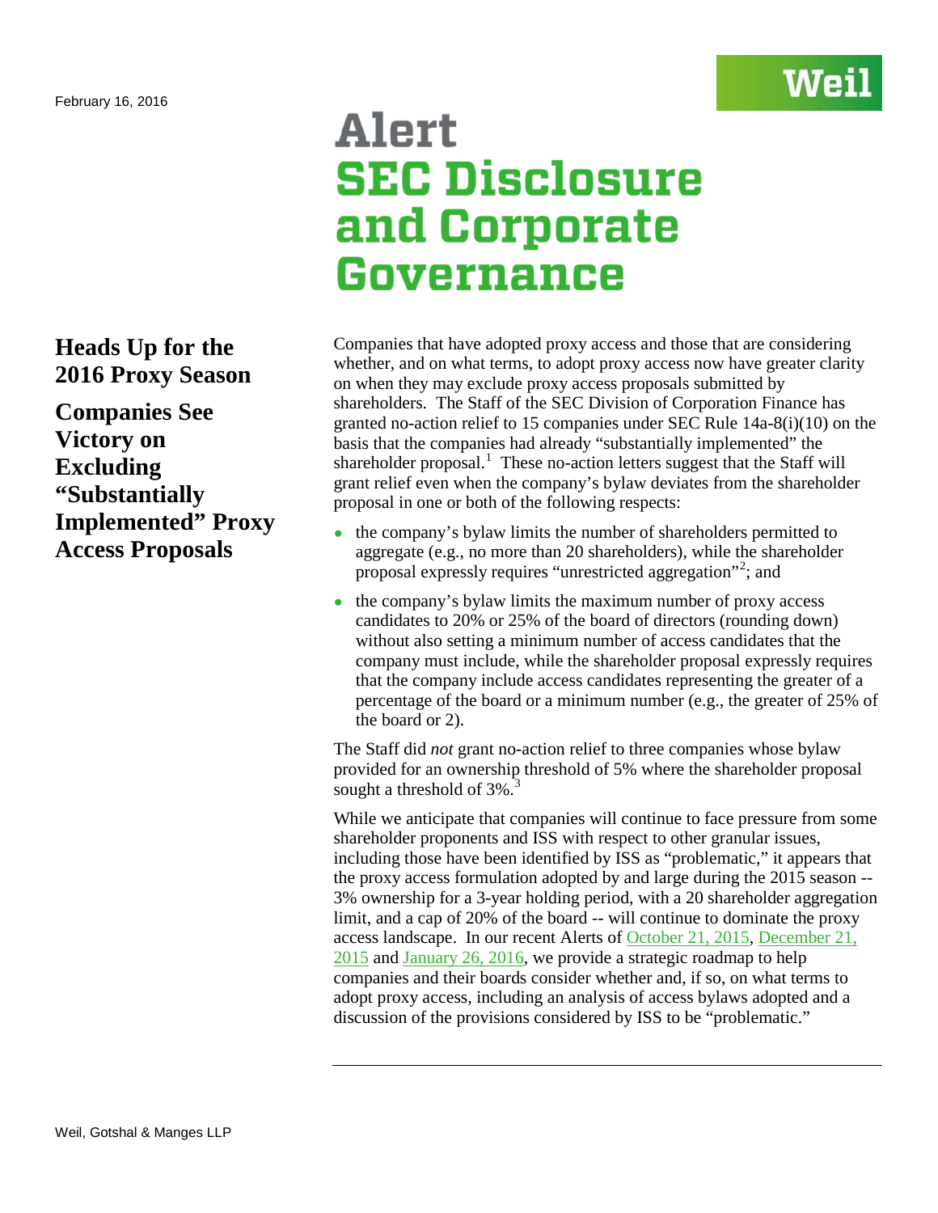February 16, 2016

# Alert
# SEC Disclosure and Corporate Governance

## Heads Up for the 2016 Proxy Season

## Companies See Victory on Excluding "Substantially Implemented" Proxy Access Proposals

Companies that have adopted proxy access and those that are considering whether, and on what terms, to adopt proxy access now have greater clarity on when they may exclude proxy access proposals submitted by shareholders. The Staff of the SEC Division of Corporation Finance has granted no-action relief to 15 companies under SEC Rule 14a-8(i)(10) on the basis that the companies had already "substantially implemented" the shareholder proposal.[1] These no-action letters suggest that the Staff will grant relief even when the company's bylaw deviates from the shareholder proposal in one or both of the following respects:

- the company's bylaw limits the number of shareholders permitted to aggregate (e.g., no more than 20 shareholders), while the shareholder proposal expressly requires "unrestricted aggregation"[2]; and
- the company's bylaw limits the maximum number of proxy access candidates to 20% or 25% of the board of directors (rounding down) without also setting a minimum number of access candidates that the company must include, while the shareholder proposal expressly requires that the company include access candidates representing the greater of a percentage of the board or a minimum number (e.g., the greater of 25% of the board or 2).

The Staff did *not* grant no-action relief to three companies whose bylaw provided for an ownership threshold of 5% where the shareholder proposal sought a threshold of 3%.[3]

While we anticipate that companies will continue to face pressure from some shareholder proponents and ISS with respect to other granular issues, including those have been identified by ISS as "problematic," it appears that the proxy access formulation adopted by and large during the 2015 season -- 3% ownership for a 3-year holding period, with a 20 shareholder aggregation limit, and a cap of 20% of the board -- will continue to dominate the proxy access landscape. In our recent Alerts of October 21, 2015, December 21, 2015 and January 26, 2016, we provide a strategic roadmap to help companies and their boards consider whether and, if so, on what terms to adopt proxy access, including an analysis of access bylaws adopted and a discussion of the provisions considered by ISS to be "problematic."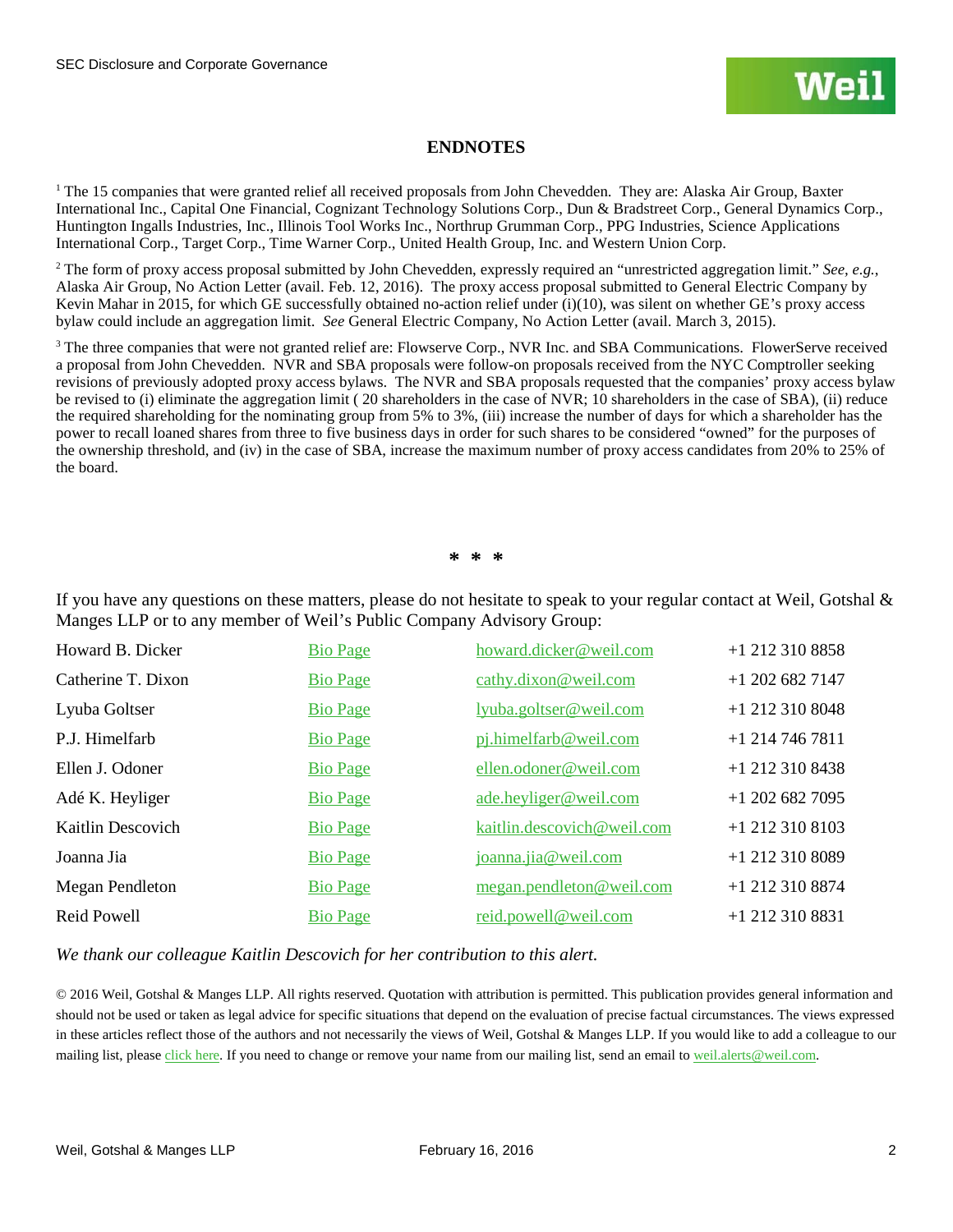## ENDNOTES

[1] The 15 companies that were granted relief all received proposals from John Chevedden. They are: Alaska Air Group, Baxter International Inc., Capital One Financial, Cognizant Technology Solutions Corp., Dun & Bradstreet Corp., General Dynamics Corp., Huntington Ingalls Industries, Inc., Illinois Tool Works Inc., Northrup Grumman Corp., PPG Industries, Science Applications International Corp., Target Corp., Time Warner Corp., United Health Group, Inc. and Western Union Corp.

[2] The form of proxy access proposal submitted by John Chevedden, expressly required an "unrestricted aggregation limit." *See, e.g.*, Alaska Air Group, No Action Letter (avail. Feb. 12, 2016). The proxy access proposal submitted to General Electric Company by Kevin Mahar in 2015, for which GE successfully obtained no-action relief under (i)(10), was silent on whether GE's proxy access bylaw could include an aggregation limit. *See* General Electric Company, No Action Letter (avail. March 3, 2015).

[3] The three companies that were not granted relief are: Flowserve Corp., NVR Inc. and SBA Communications. FlowerServe received a proposal from John Chevedden. NVR and SBA proposals were follow-on proposals received from the NYC Comptroller seeking revisions of previously adopted proxy access bylaws. The NVR and SBA proposals requested that the companies' proxy access bylaw be revised to (i) eliminate the aggregation limit ( 20 shareholders in the case of NVR; 10 shareholders in the case of SBA), (ii) reduce the required shareholding for the nominating group from 5% to 3%, (iii) increase the number of days for which a shareholder has the power to recall loaned shares from three to five business days in order for such shares to be considered "owned" for the purposes of the ownership threshold, and (iv) in the case of SBA, increase the maximum number of proxy access candidates from 20% to 25% of the board.

\* \* \*

If you have any questions on these matters, please do not hesitate to speak to your regular contact at Weil, Gotshal & Manges LLP or to any member of Weil's Public Company Advisory Group:

| | | | |
|---|---|---|---|
| Howard B. Dicker | Bio Page | howard.dicker@weil.com | +1 212 310 8858 |
| Catherine T. Dixon | Bio Page | cathy.dixon@weil.com | +1 202 682 7147 |
| Lyuba Goltser | Bio Page | lyuba.goltser@weil.com | +1 212 310 8048 |
| P.J. Himelfarb | Bio Page | pj.himelfarb@weil.com | +1 214 746 7811 |
| Ellen J. Odoner | Bio Page | ellen.odoner@weil.com | +1 212 310 8438 |
| Adé K. Heyliger | Bio Page | ade.heyliger@weil.com | +1 202 682 7095 |
| Kaitlin Descovich | Bio Page | kaitlin.descovich@weil.com | +1 212 310 8103 |
| Joanna Jia | Bio Page | joanna.jia@weil.com | +1 212 310 8089 |
| Megan Pendleton | Bio Page | megan.pendleton@weil.com | +1 212 310 8874 |
| Reid Powell | Bio Page | reid.powell@weil.com | +1 212 310 8831 |

*We thank our colleague Kaitlin Descovich for her contribution to this alert.*

© 2016 Weil, Gotshal & Manges LLP. All rights reserved. Quotation with attribution is permitted. This publication provides general information and should not be used or taken as legal advice for specific situations that depend on the evaluation of precise factual circumstances. The views expressed in these articles reflect those of the authors and not necessarily the views of Weil, Gotshal & Manges LLP. If you would like to add a colleague to our mailing list, please click here. If you need to change or remove your name from our mailing list, send an email to weil.alerts@weil.com.